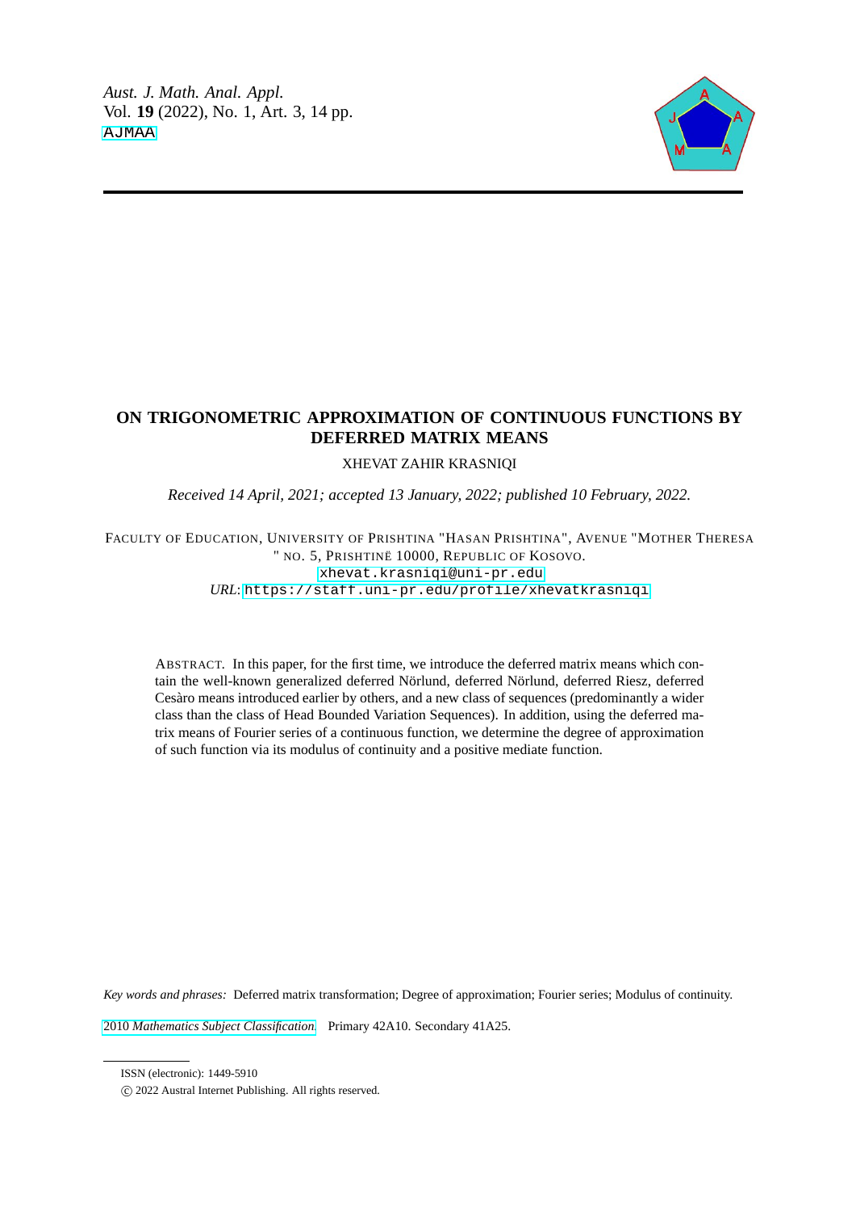# ON TRIGONOMETRIC APPROXIMATION OF CONTINUOUS FUNCTIONS BY DEFERRED MATRIX MEANS

XHEVAT ZAHIR KRASNIQI

*Received 14 April, 2021; accepted 13 January, 2022; published 10 February, 2022.*

FACULTY OF EDUCATION, UNIVERSITY OF PRISHTINA "HASAN PRISHTINA", AVENUE "MOTHER THERESA " NO. 5, PRISHTINË 10000, REPUBLIC OF KOSOVO.

xhevat.krasniqi@uni-pr.edu

*URL*: https://staff.uni-pr.edu/profile/xhevatkrasniqi

ABSTRACT. In this paper, for the first time, we introduce the deferred matrix means which contain the well-known generalized deferred Nörlund, deferred Nörlund, deferred Riesz, deferred Cesàro means introduced earlier by others, and a new class of sequences (predominantly a wider class than the class of Head Bounded Variation Sequences). In addition, using the deferred matrix means of Fourier series of a continuous function, we determine the degree of approximation of such function via its modulus of continuity and a positive mediate function.

*Key words and phrases:* Deferred matrix transformation; Degree of approximation; Fourier series; Modulus of continuity.

2010 *Mathematics Subject Classification.* Primary 42A10. Secondary 41A25.

ISSN (electronic): 1449-5910

© 2022 Austral Internet Publishing. All rights reserved.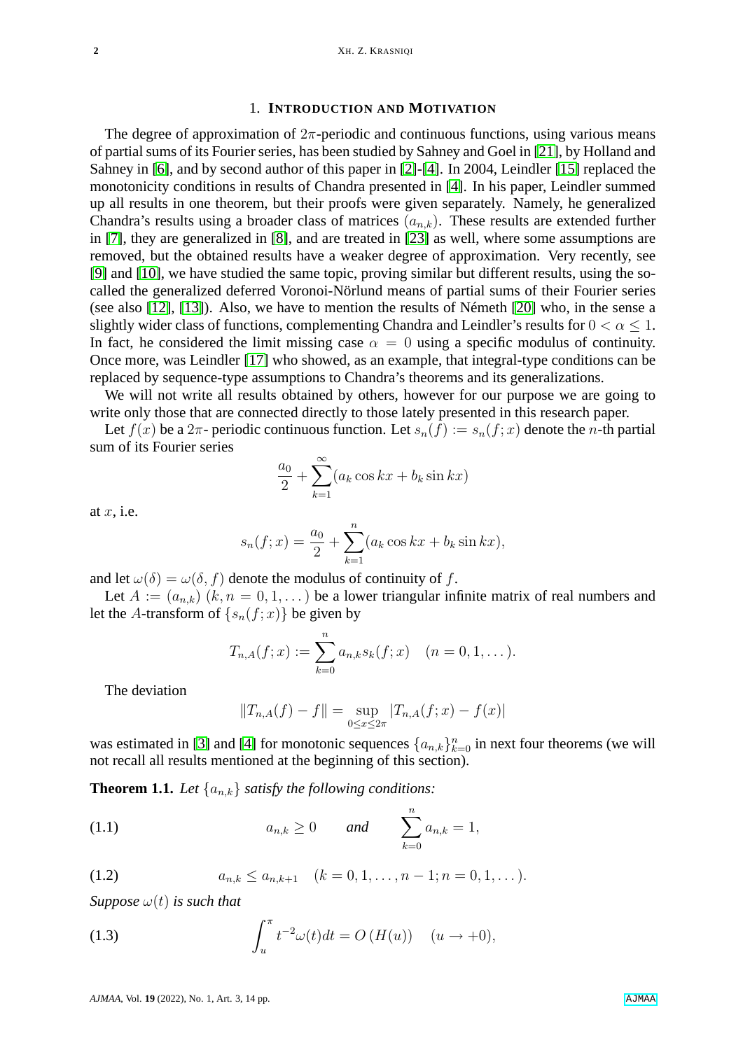## 1. Introduction and Motivation

The degree of approximation of $2\pi$-periodic and continuous functions, using various means of partial sums of its Fourier series, has been studied by Sahney and Goel in [21], by Holland and Sahney in [6], and by second author of this paper in [2]-[4]. In 2004, Leindler [15] replaced the monotonicity conditions in results of Chandra presented in [4]. In his paper, Leindler summed up all results in one theorem, but their proofs were given separately. Namely, he generalized Chandra's results using a broader class of matrices $(a_{n,k})$. These results are extended further in [7], they are generalized in [8], and are treated in [23] as well, where some assumptions are removed, but the obtained results have a weaker degree of approximation. Very recently, see [9] and [10], we have studied the same topic, proving similar but different results, using the so-called the generalized deferred Voronoi-Nörlund means of partial sums of their Fourier series (see also [12], [13]). Also, we have to mention the results of Németh [20] who, in the sense a slightly wider class of functions, complementing Chandra and Leindler's results for $0 < \alpha \leq 1$. In fact, he considered the limit missing case $\alpha = 0$ using a specific modulus of continuity. Once more, was Leindler [17] who showed, as an example, that integral-type conditions can be replaced by sequence-type assumptions to Chandra's theorems and its generalizations.

We will not write all results obtained by others, however for our purpose we are going to write only those that are connected directly to those lately presented in this research paper.

Let $f(x)$ be a $2\pi$- periodic continuous function. Let $s_n(f) := s_n(f;x)$ denote the $n$-th partial sum of its Fourier series

$$\frac{a_0}{2} + \sum_{k=1}^{\infty}(a_k \cos kx + b_k \sin kx)$$

at $x$, i.e.

$$s_n(f;x) = \frac{a_0}{2} + \sum_{k=1}^{n}(a_k \cos kx + b_k \sin kx),$$

and let $\omega(\delta) = \omega(\delta, f)$ denote the modulus of continuity of $f$.

Let $A := (a_{n,k})$ $(k, n = 0, 1, \dots)$ be a lower triangular infinite matrix of real numbers and let the $A$-transform of $\{s_n(f;x)\}$ be given by

$$T_{n,A}(f;x) := \sum_{k=0}^{n} a_{n,k} s_k(f;x) \quad (n = 0, 1, \dots).$$

The deviation

$$\|T_{n,A}(f) - f\| = \sup_{0 \leq x \leq 2\pi} |T_{n,A}(f;x) - f(x)|$$

was estimated in [3] and [4] for monotonic sequences $\{a_{n,k}\}_{k=0}^{n}$ in next four theorems (we will not recall all results mentioned at the beginning of this section).

**Theorem 1.1.** *Let $\{a_{n,k}\}$ satisfy the following conditions:*

$$a_{n,k} \geq 0 \qquad \textit{and} \qquad \sum_{k=0}^{n} a_{n,k} = 1, \tag{1.1}$$

$$a_{n,k} \leq a_{n,k+1} \quad (k = 0, 1, \dots, n-1; n = 0, 1, \dots). \tag{1.2}$$

*Suppose $\omega(t)$ is such that*

$$\int_u^{\pi} t^{-2}\omega(t)dt = O\left(H(u)\right) \quad (u \to +0), \tag{1.3}$$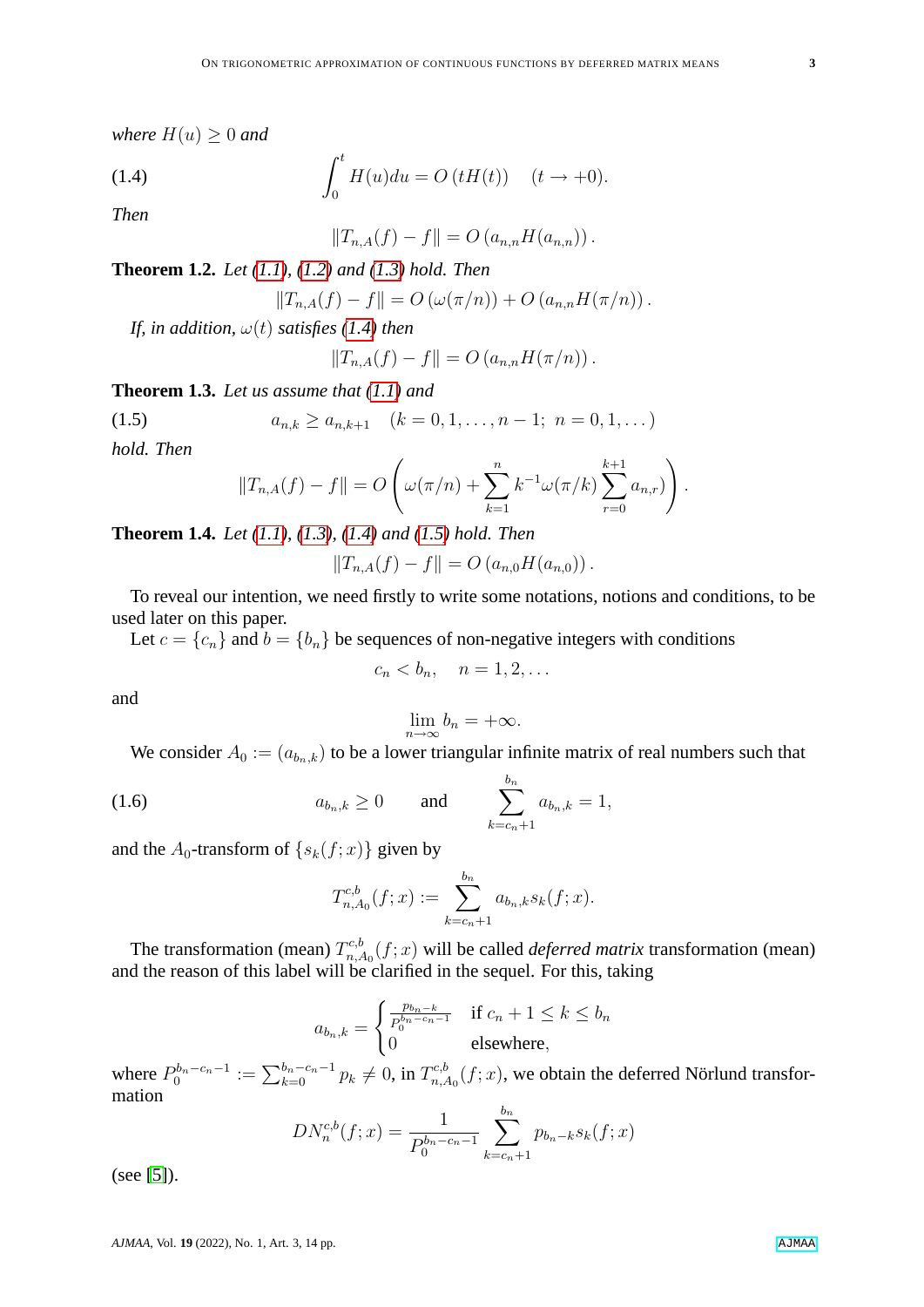*where $H(u) \geq 0$ and*

$$\int_0^t H(u)du = O\left(tH(t)\right) \quad (t \to +0). \tag{1.4}$$

*Then*

$$\|T_{n,A}(f) - f\| = O\left(a_{n,n}H(a_{n,n})\right).$$

**Theorem 1.2.** *Let (1.1), (1.2) and (1.3) hold. Then*

$$\|T_{n,A}(f) - f\| = O\left(\omega(\pi/n)\right) + O\left(a_{n,n}H(\pi/n)\right).$$

*If, in addition, $\omega(t)$ satisfies (1.4) then*

$$\|T_{n,A}(f) - f\| = O\left(a_{n,n}H(\pi/n)\right).$$

**Theorem 1.3.** *Let us assume that (1.1) and*

$$a_{n,k} \geq a_{n,k+1} \quad (k = 0, 1, \ldots, n-1;\ n = 0, 1, \ldots) \tag{1.5}$$

*hold. Then*

$$\|T_{n,A}(f) - f\| = O\left(\omega(\pi/n) + \sum_{k=1}^{n} k^{-1}\omega(\pi/k)\sum_{r=0}^{k+1} a_{n,r})\right).$$

**Theorem 1.4.** *Let (1.1), (1.3), (1.4) and (1.5) hold. Then*

$$\|T_{n,A}(f) - f\| = O\left(a_{n,0}H(a_{n,0})\right).$$

To reveal our intention, we need firstly to write some notations, notions and conditions, to be used later on this paper.

Let $c = \{c_n\}$ and $b = \{b_n\}$ be sequences of non-negative integers with conditions

$$c_n < b_n, \quad n = 1, 2, \ldots$$

and

$$\lim_{n\to\infty} b_n = +\infty.$$

We consider $A_0 := (a_{b_n,k})$ to be a lower triangular infinite matrix of real numbers such that

$$a_{b_n,k} \geq 0 \qquad \text{and} \qquad \sum_{k=c_n+1}^{b_n} a_{b_n,k} = 1, \tag{1.6}$$

and the $A_0$-transform of $\{s_k(f;x)\}$ given by

$$T_{n,A_0}^{c,b}(f;x) := \sum_{k=c_n+1}^{b_n} a_{b_n,k}s_k(f;x).$$

The transformation (mean) $T_{n,A_0}^{c,b}(f;x)$ will be called *deferred matrix* transformation (mean) and the reason of this label will be clarified in the sequel. For this, taking

$$a_{b_n,k} = \begin{cases} \frac{p_{b_n-k}}{P_0^{b_n-c_n-1}} & \text{if } c_n+1 \leq k \leq b_n \\ 0 & \text{elsewhere}, \end{cases}$$

where $P_0^{b_n-c_n-1} := \sum_{k=0}^{b_n-c_n-1} p_k \neq 0$, in $T_{n,A_0}^{c,b}(f;x)$, we obtain the deferred Nörlund transformation

$$DN_n^{c,b}(f;x) = \frac{1}{P_0^{b_n-c_n-1}}\sum_{k=c_n+1}^{b_n} p_{b_n-k}s_k(f;x)$$

(see [5]).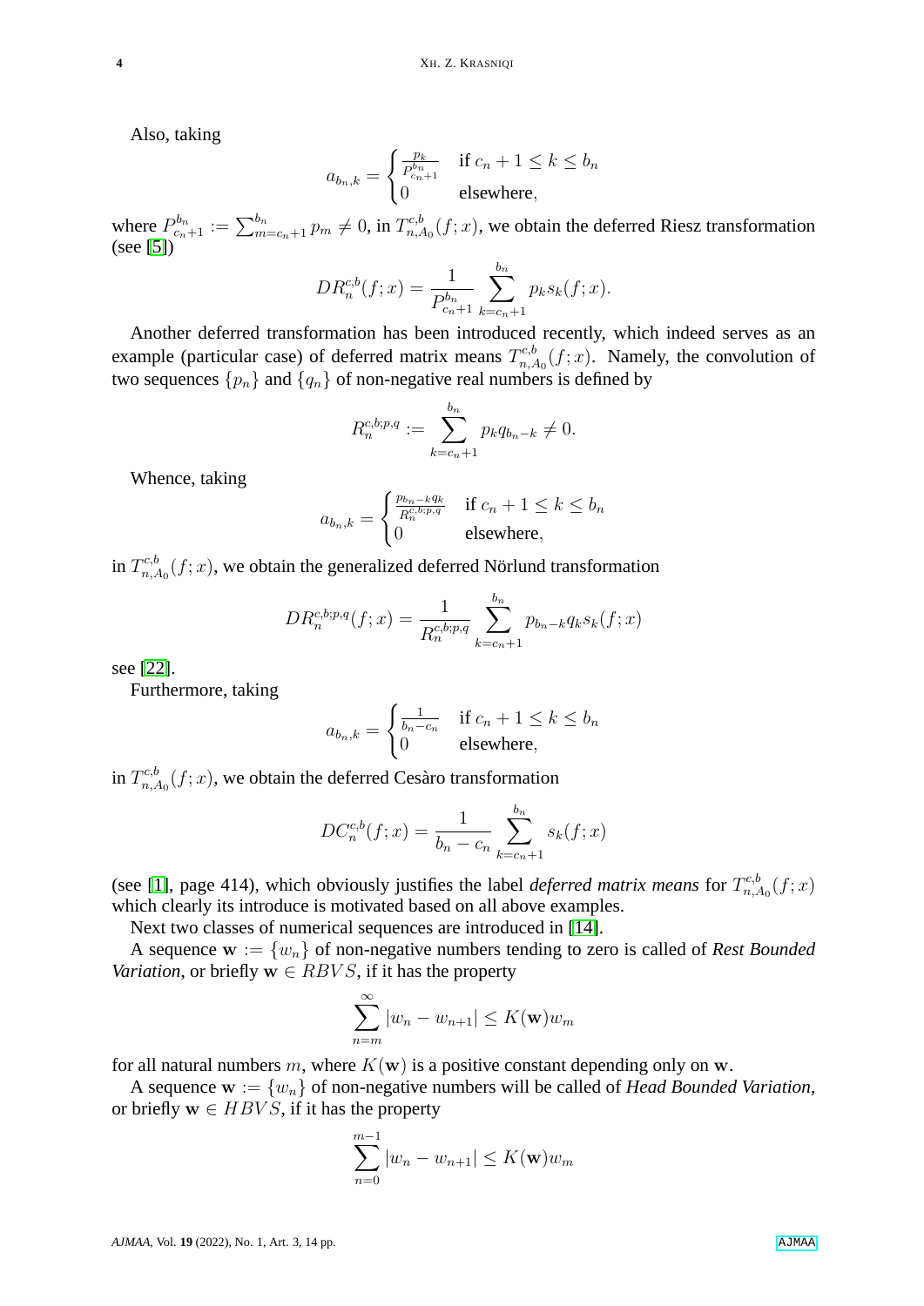Also, taking

$$a_{b_n,k} = \begin{cases} \frac{p_k}{P_{c_n+1}^{b_n}} & \text{if } c_n+1 \leq k \leq b_n \\ 0 & \text{elsewhere}, \end{cases}$$

where $P_{c_n+1}^{b_n} := \sum_{m=c_n+1}^{b_n} p_m \neq 0$, in $T_{n,A_0}^{c,b}(f;x)$, we obtain the deferred Riesz transformation (see [5])

$$DR_n^{c,b}(f;x) = \frac{1}{P_{c_n+1}^{b_n}} \sum_{k=c_n+1}^{b_n} p_k s_k(f;x).$$

Another deferred transformation has been introduced recently, which indeed serves as an example (particular case) of deferred matrix means $T_{n,A_0}^{c,b}(f;x)$. Namely, the convolution of two sequences $\{p_n\}$ and $\{q_n\}$ of non-negative real numbers is defined by

$$R_n^{c,b;p,q} := \sum_{k=c_n+1}^{b_n} p_k q_{b_n-k} \neq 0.$$

Whence, taking

$$a_{b_n,k} = \begin{cases} \frac{p_{b_n-k} q_k}{R_n^{c,b;p,q}} & \text{if } c_n+1 \leq k \leq b_n \\ 0 & \text{elsewhere}, \end{cases}$$

in $T_{n,A_0}^{c,b}(f;x)$, we obtain the generalized deferred Nörlund transformation

$$DR_n^{c,b;p,q}(f;x) = \frac{1}{R_n^{c,b;p,q}} \sum_{k=c_n+1}^{b_n} p_{b_n-k} q_k s_k(f;x)$$

see [22].

Furthermore, taking

$$a_{b_n,k} = \begin{cases} \frac{1}{b_n-c_n} & \text{if } c_n+1 \leq k \leq b_n \\ 0 & \text{elsewhere}, \end{cases}$$

in $T_{n,A_0}^{c,b}(f;x)$, we obtain the deferred Cesàro transformation

$$DC_n^{c,b}(f;x) = \frac{1}{b_n-c_n} \sum_{k=c_n+1}^{b_n} s_k(f;x)$$

(see [1], page 414), which obviously justifies the label *deferred matrix means* for $T_{n,A_0}^{c,b}(f;x)$ which clearly its introduce is motivated based on all above examples.

Next two classes of numerical sequences are introduced in [14].

A sequence $\mathbf{w} := \{w_n\}$ of non-negative numbers tending to zero is called of *Rest Bounded Variation*, or briefly $\mathbf{w} \in RBVS$, if it has the property

$$\sum_{n=m}^{\infty} |w_n - w_{n+1}| \leq K(\mathbf{w}) w_m$$

for all natural numbers $m$, where $K(\mathbf{w})$ is a positive constant depending only on $\mathbf{w}$.

A sequence $\mathbf{w} := \{w_n\}$ of non-negative numbers will be called of *Head Bounded Variation*, or briefly $\mathbf{w} \in HBVS$, if it has the property

$$\sum_{n=0}^{m-1} |w_n - w_{n+1}| \leq K(\mathbf{w}) w_m$$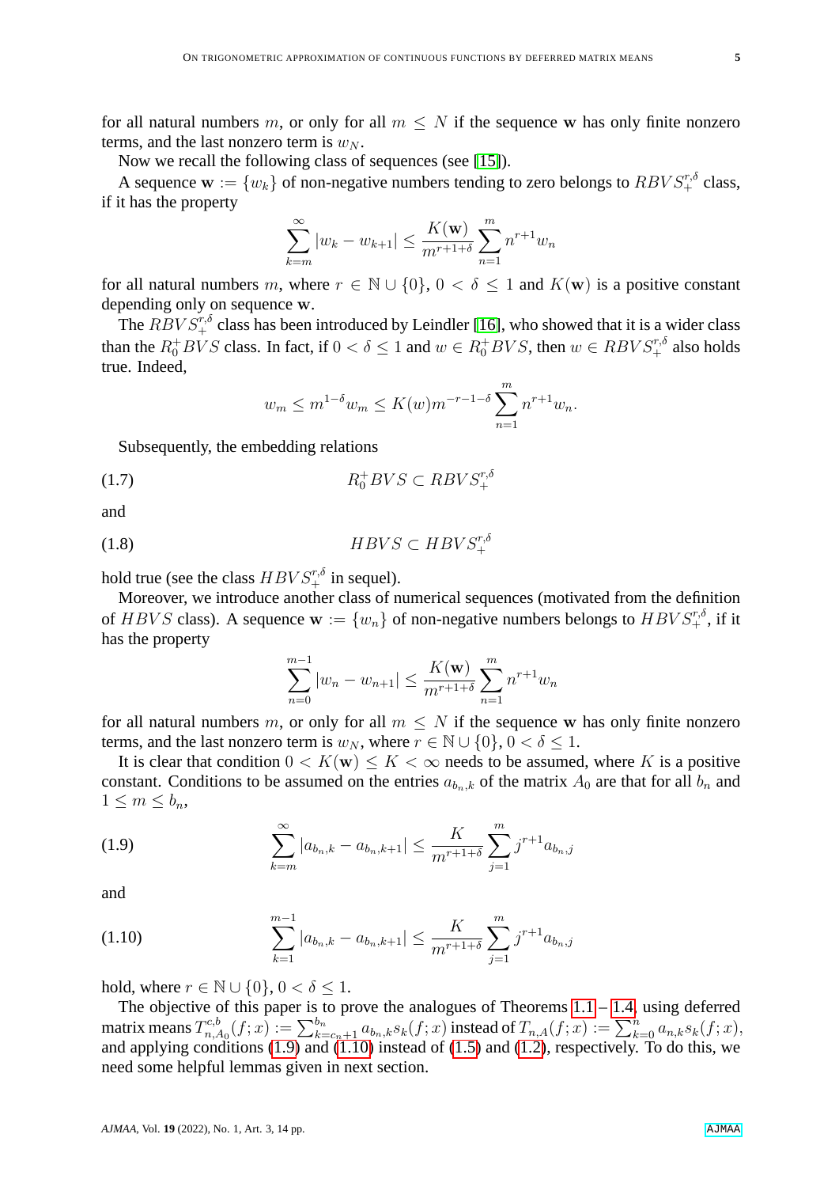for all natural numbers $m$, or only for all $m \leq N$ if the sequence $\mathbf{w}$ has only finite nonzero terms, and the last nonzero term is $w_N$.

Now we recall the following class of sequences (see [15]).

A sequence $\mathbf{w} := \{w_k\}$ of non-negative numbers tending to zero belongs to $RBVS_+^{r,\delta}$ class, if it has the property

$$\sum_{k=m}^{\infty} |w_k - w_{k+1}| \leq \frac{K(\mathbf{w})}{m^{r+1+\delta}} \sum_{n=1}^{m} n^{r+1} w_n$$

for all natural numbers $m$, where $r \in \mathbb{N} \cup \{0\}$, $0 < \delta \leq 1$ and $K(\mathbf{w})$ is a positive constant depending only on sequence $\mathbf{w}$.

The $RBVS_+^{r,\delta}$ class has been introduced by Leindler [16], who showed that it is a wider class than the $R_0^+BVS$ class. In fact, if $0 < \delta \leq 1$ and $w \in R_0^+BVS$, then $w \in RBVS_+^{r,\delta}$ also holds true. Indeed,

$$w_m \leq m^{1-\delta} w_m \leq K(w) m^{-r-1-\delta} \sum_{n=1}^{m} n^{r+1} w_n.$$

Subsequently, the embedding relations

$$R_0^+BVS \subset RBVS_+^{r,\delta} \tag{1.7}$$

and

$$HBVS \subset HBVS_+^{r,\delta} \tag{1.8}$$

hold true (see the class $HBVS_+^{r,\delta}$ in sequel).

Moreover, we introduce another class of numerical sequences (motivated from the definition of $HBVS$ class). A sequence $\mathbf{w} := \{w_n\}$ of non-negative numbers belongs to $HBVS_+^{r,\delta}$, if it has the property

$$\sum_{n=0}^{m-1} |w_n - w_{n+1}| \leq \frac{K(\mathbf{w})}{m^{r+1+\delta}} \sum_{n=1}^{m} n^{r+1} w_n$$

for all natural numbers $m$, or only for all $m \leq N$ if the sequence $\mathbf{w}$ has only finite nonzero terms, and the last nonzero term is $w_N$, where $r \in \mathbb{N} \cup \{0\}$, $0 < \delta \leq 1$.

It is clear that condition $0 < K(\mathbf{w}) \leq K < \infty$ needs to be assumed, where $K$ is a positive constant. Conditions to be assumed on the entries $a_{b_n,k}$ of the matrix $A_0$ are that for all $b_n$ and $1 \leq m \leq b_n$,

$$\sum_{k=m}^{\infty} |a_{b_n,k} - a_{b_n,k+1}| \leq \frac{K}{m^{r+1+\delta}} \sum_{j=1}^{m} j^{r+1} a_{b_n,j} \tag{1.9}$$

and

$$\sum_{k=1}^{m-1} |a_{b_n,k} - a_{b_n,k+1}| \leq \frac{K}{m^{r+1+\delta}} \sum_{j=1}^{m} j^{r+1} a_{b_n,j} \tag{1.10}$$

hold, where $r \in \mathbb{N} \cup \{0\}$, $0 < \delta \leq 1$.

The objective of this paper is to prove the analogues of Theorems 1.1 – 1.4, using deferred matrix means $T_{n,A_0}^{c,b}(f;x) := \sum_{k=c_n+1}^{b_n} a_{b_n,k} s_k(f;x)$ instead of $T_{n,A}(f;x) := \sum_{k=0}^{n} a_{n,k} s_k(f;x)$, and applying conditions (1.9) and (1.10) instead of (1.5) and (1.2), respectively. To do this, we need some helpful lemmas given in next section.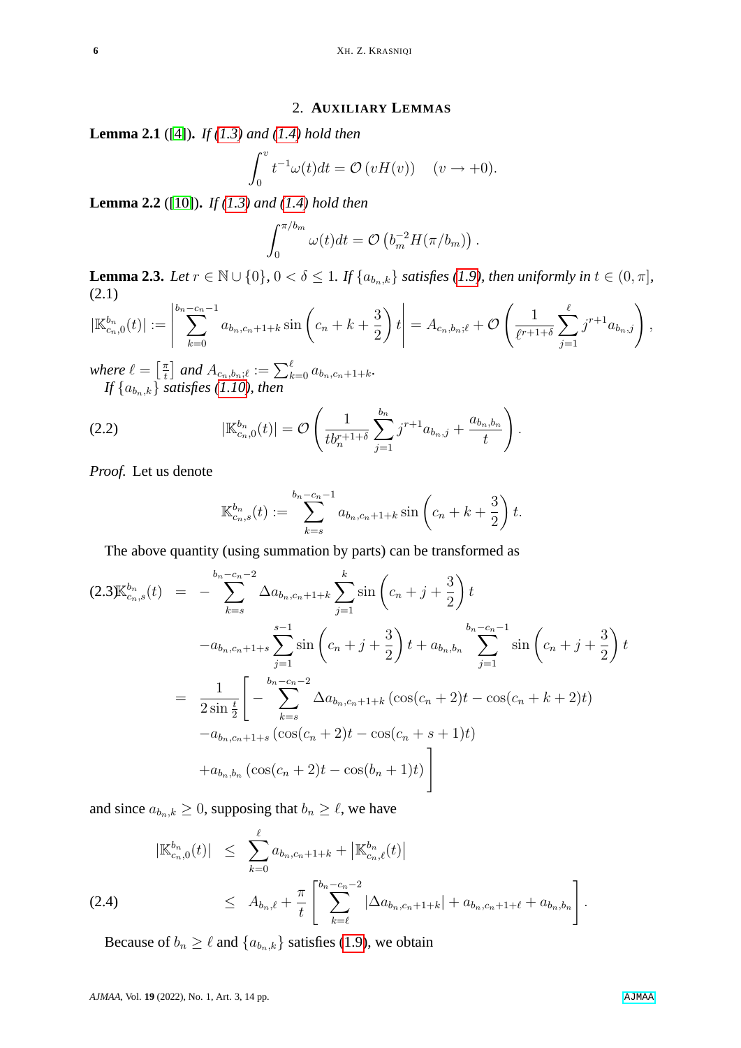## 2. Auxiliary Lemmas

**Lemma 2.1** ([4]). *If (1.3) and (1.4) hold then*

$$\int_0^v t^{-1}\omega(t)dt = \mathcal{O}\left(vH(v)\right) \quad (v \to +0).$$

**Lemma 2.2** ([10]). *If (1.3) and (1.4) hold then*

$$\int_0^{\pi/b_m} \omega(t)dt = \mathcal{O}\left(b_m^{-2}H(\pi/b_m)\right).$$

**Lemma 2.3.** *Let $r \in \mathbb{N}\cup\{0\}$, $0<\delta\leq 1$. If $\{a_{b_n,k}\}$ satisfies (1.9), then uniformly in $t\in(0,\pi]$,*

(2.1)
$$|\mathbb{K}_{c_n,0}^{b_n}(t)| := \left|\sum_{k=0}^{b_n-c_n-1} a_{b_n,c_n+1+k}\sin\left(c_n+k+\frac{3}{2}\right)t\right| = A_{c_n,b_n;\ell} + \mathcal{O}\left(\frac{1}{\ell^{r+1+\delta}}\sum_{j=1}^{\ell} j^{r+1}a_{b_n,j}\right),$$

*where $\ell = \left[\frac{\pi}{t}\right]$ and $A_{c_n,b_n;\ell} := \sum_{k=0}^{\ell} a_{b_n,c_n+1+k}$.*

*If $\{a_{b_n,k}\}$ satisfies (1.10), then*

$$|\mathbb{K}_{c_n,0}^{b_n}(t)| = \mathcal{O}\left(\frac{1}{tb_n^{r+1+\delta}}\sum_{j=1}^{b_n} j^{r+1}a_{b_n,j} + \frac{a_{b_n,b_n}}{t}\right). \tag{2.2}$$

*Proof.* Let us denote

$$\mathbb{K}_{c_n,s}^{b_n}(t) := \sum_{k=s}^{b_n-c_n-1} a_{b_n,c_n+1+k}\sin\left(c_n+k+\frac{3}{2}\right)t.$$

The above quantity (using summation by parts) can be transformed as

$$\begin{aligned}
\mathbb{K}_{c_n,s}^{b_n}(t) &= -\sum_{k=s}^{b_n-c_n-2}\Delta a_{b_n,c_n+1+k}\sum_{j=1}^{k}\sin\left(c_n+j+\frac{3}{2}\right)t \\
&\quad - a_{b_n,c_n+1+s}\sum_{j=1}^{s-1}\sin\left(c_n+j+\frac{3}{2}\right)t + a_{b_n,b_n}\sum_{j=1}^{b_n-c_n-1}\sin\left(c_n+j+\frac{3}{2}\right)t \\
&= \frac{1}{2\sin\frac{t}{2}}\Bigg[-\sum_{k=s}^{b_n-c_n-2}\Delta a_{b_n,c_n+1+k}\left(\cos(c_n+2)t-\cos(c_n+k+2)t\right) \\
&\quad - a_{b_n,c_n+1+s}\left(\cos(c_n+2)t-\cos(c_n+s+1)t\right) \\
&\quad + a_{b_n,b_n}\left(\cos(c_n+2)t-\cos(b_n+1)t\right)\Bigg]
\end{aligned} \tag{2.3}$$

and since $a_{b_n,k}\geq 0$, supposing that $b_n\geq \ell$, we have

$$\begin{aligned}
|\mathbb{K}_{c_n,0}^{b_n}(t)| &\leq \sum_{k=0}^{\ell} a_{b_n,c_n+1+k} + \left|\mathbb{K}_{c_n,\ell}^{b_n}(t)\right| \\
&\leq A_{b_n,\ell} + \frac{\pi}{t}\left[\sum_{k=\ell}^{b_n-c_n-2}|\Delta a_{b_n,c_n+1+k}| + a_{b_n,c_n+1+\ell} + a_{b_n,b_n}\right].
\end{aligned} \tag{2.4}$$

Because of $b_n\geq\ell$ and $\{a_{b_n,k}\}$ satisfies (1.9), we obtain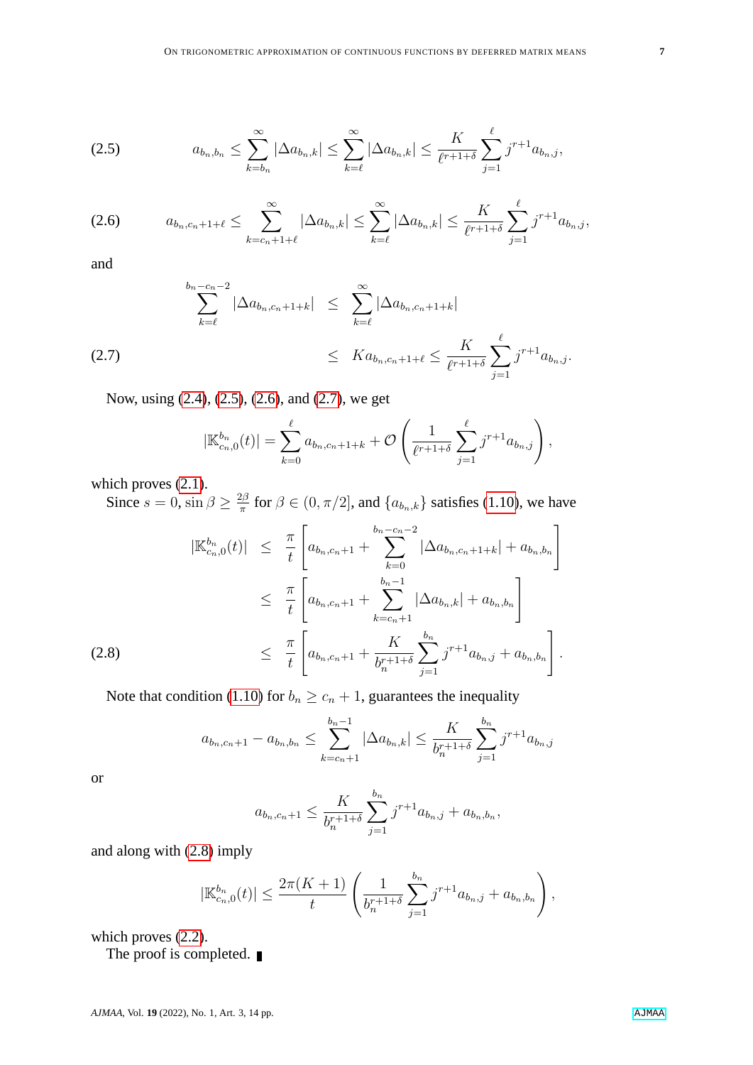$$a_{b_n,b_n} \leq \sum_{k=b_n}^{\infty} |\Delta a_{b_n,k}| \leq \sum_{k=\ell}^{\infty} |\Delta a_{b_n,k}| \leq \frac{K}{\ell^{r+1+\delta}} \sum_{j=1}^{\ell} j^{r+1} a_{b_n,j}, \tag{2.5}$$

$$a_{b_n,c_n+1+\ell} \leq \sum_{k=c_n+1+\ell}^{\infty} |\Delta a_{b_n,k}| \leq \sum_{k=\ell}^{\infty} |\Delta a_{b_n,k}| \leq \frac{K}{\ell^{r+1+\delta}} \sum_{j=1}^{\ell} j^{r+1} a_{b_n,j}, \tag{2.6}$$

and

$$\begin{aligned} \sum_{k=\ell}^{b_n-c_n-2} |\Delta a_{b_n,c_n+1+k}| &\leq \sum_{k=\ell}^{\infty} |\Delta a_{b_n,c_n+1+k}| \\ &\leq K a_{b_n,c_n+1+\ell} \leq \frac{K}{\ell^{r+1+\delta}} \sum_{j=1}^{\ell} j^{r+1} a_{b_n,j}. \end{aligned} \tag{2.7}$$

Now, using (2.4), (2.5), (2.6), and (2.7), we get

$$|\mathbb{K}_{c_n,0}^{b_n}(t)| = \sum_{k=0}^{\ell} a_{b_n,c_n+1+k} + \mathcal{O}\left( \frac{1}{\ell^{r+1+\delta}} \sum_{j=1}^{\ell} j^{r+1} a_{b_n,j} \right),$$

which proves (2.1).

Since $s = 0$, $\sin\beta \geq \frac{2\beta}{\pi}$ for $\beta \in (0, \pi/2]$, and $\{a_{b_n,k}\}$ satisfies (1.10), we have

$$\begin{aligned} |\mathbb{K}_{c_n,0}^{b_n}(t)| &\leq \frac{\pi}{t}\left[ a_{b_n,c_n+1} + \sum_{k=0}^{b_n-c_n-2} |\Delta a_{b_n,c_n+1+k}| + a_{b_n,b_n} \right] \\ &\leq \frac{\pi}{t}\left[ a_{b_n,c_n+1} + \sum_{k=c_n+1}^{b_n-1} |\Delta a_{b_n,k}| + a_{b_n,b_n} \right] \\ &\leq \frac{\pi}{t}\left[ a_{b_n,c_n+1} + \frac{K}{b_n^{r+1+\delta}} \sum_{j=1}^{b_n} j^{r+1} a_{b_n,j} + a_{b_n,b_n} \right]. \end{aligned} \tag{2.8}$$

Note that condition (1.10) for $b_n \geq c_n + 1$, guarantees the inequality

$$a_{b_n,c_n+1} - a_{b_n,b_n} \leq \sum_{k=c_n+1}^{b_n-1} |\Delta a_{b_n,k}| \leq \frac{K}{b_n^{r+1+\delta}} \sum_{j=1}^{b_n} j^{r+1} a_{b_n,j}$$

or

$$a_{b_n,c_n+1} \leq \frac{K}{b_n^{r+1+\delta}} \sum_{j=1}^{b_n} j^{r+1} a_{b_n,j} + a_{b_n,b_n},$$

and along with (2.8) imply

$$|\mathbb{K}_{c_n,0}^{b_n}(t)| \leq \frac{2\pi(K+1)}{t} \left( \frac{1}{b_n^{r+1+\delta}} \sum_{j=1}^{b_n} j^{r+1} a_{b_n,j} + a_{b_n,b_n} \right),$$

which proves (2.2).

The proof is completed. ∎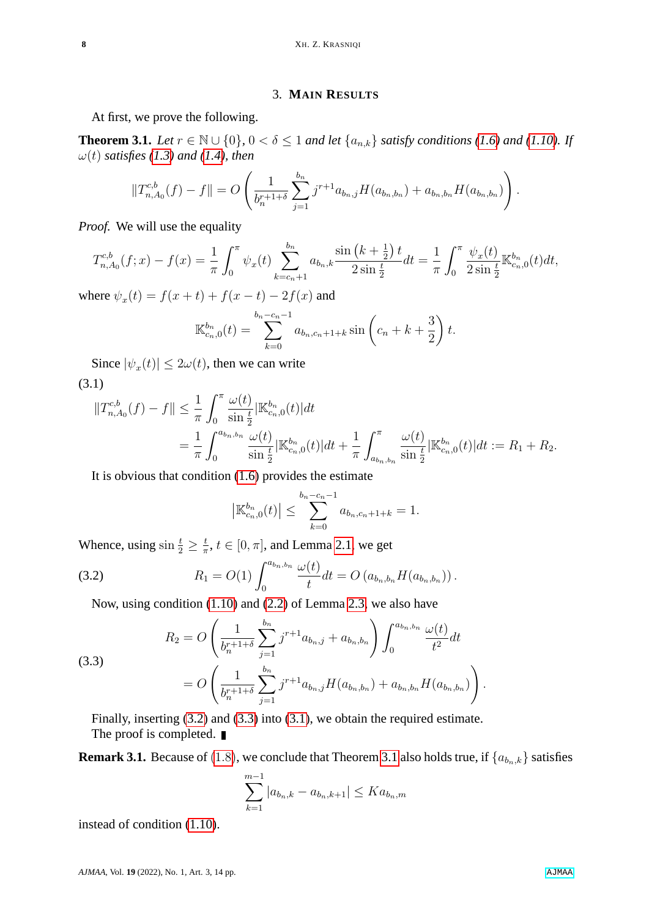## 3. Main Results

At first, we prove the following.

**Theorem 3.1.** *Let $r \in \mathbb{N} \cup \{0\}$, $0 < \delta \leq 1$ and let $\{a_{n,k}\}$ satisfy conditions (1.6) and (1.10). If $\omega(t)$ satisfies (1.3) and (1.4), then*

$$\|T^{c,b}_{n,A_0}(f) - f\| = O\left(\frac{1}{b_n^{r+1+\delta}} \sum_{j=1}^{b_n} j^{r+1} a_{b_n,j} H(a_{b_n,b_n}) + a_{b_n,b_n} H(a_{b_n,b_n})\right).$$

*Proof.* We will use the equality

$$T^{c,b}_{n,A_0}(f;x) - f(x) = \frac{1}{\pi}\int_0^\pi \psi_x(t) \sum_{k=c_n+1}^{b_n} a_{b_n,k} \frac{\sin\left(k+\frac{1}{2}\right)t}{2\sin\frac{t}{2}} dt = \frac{1}{\pi}\int_0^\pi \frac{\psi_x(t)}{2\sin\frac{t}{2}} \mathbb{K}^{b_n}_{c_n,0}(t) dt,$$

where $\psi_x(t) = f(x+t) + f(x-t) - 2f(x)$ and

$$\mathbb{K}^{b_n}_{c_n,0}(t) = \sum_{k=0}^{b_n-c_n-1} a_{b_n,c_n+1+k} \sin\left(c_n + k + \frac{3}{2}\right)t.$$

Since $|\psi_x(t)| \leq 2\omega(t)$, then we can write

(3.1)
$$\begin{aligned}
\|T^{c,b}_{n,A_0}(f) - f\| &\leq \frac{1}{\pi}\int_0^\pi \frac{\omega(t)}{\sin\frac{t}{2}} |\mathbb{K}^{b_n}_{c_n,0}(t)| dt \\
&= \frac{1}{\pi}\int_0^{a_{b_n,b_n}} \frac{\omega(t)}{\sin\frac{t}{2}} |\mathbb{K}^{b_n}_{c_n,0}(t)| dt + \frac{1}{\pi}\int_{a_{b_n,b_n}}^\pi \frac{\omega(t)}{\sin\frac{t}{2}} |\mathbb{K}^{b_n}_{c_n,0}(t)| dt := R_1 + R_2.
\end{aligned}$$

It is obvious that condition (1.6) provides the estimate

$$\left|\mathbb{K}^{b_n}_{c_n,0}(t)\right| \leq \sum_{k=0}^{b_n-c_n-1} a_{b_n,c_n+1+k} = 1.$$

Whence, using $\sin\frac{t}{2} \geq \frac{t}{\pi}$, $t \in [0,\pi]$, and Lemma 2.1, we get

$$R_1 = O(1)\int_0^{a_{b_n,b_n}} \frac{\omega(t)}{t} dt = O\left(a_{b_n,b_n} H(a_{b_n,b_n})\right). \tag{3.2}$$

Now, using condition (1.10) and (2.2) of Lemma 2.3, we also have

(3.3)
$$\begin{aligned}
R_2 &= O\left(\frac{1}{b_n^{r+1+\delta}} \sum_{j=1}^{b_n} j^{r+1} a_{b_n,j} + a_{b_n,b_n}\right) \int_0^{a_{b_n,b_n}} \frac{\omega(t)}{t^2} dt \\
&= O\left(\frac{1}{b_n^{r+1+\delta}} \sum_{j=1}^{b_n} j^{r+1} a_{b_n,j} H(a_{b_n,b_n}) + a_{b_n,b_n} H(a_{b_n,b_n})\right).
\end{aligned}$$

Finally, inserting (3.2) and (3.3) into (3.1), we obtain the required estimate.
The proof is completed. ∎

**Remark 3.1.** Because of (1.8), we conclude that Theorem 3.1 also holds true, if $\{a_{b_n,k}\}$ satisfies

$$\sum_{k=1}^{m-1} |a_{b_n,k} - a_{b_n,k+1}| \leq K a_{b_n,m}$$

instead of condition (1.10).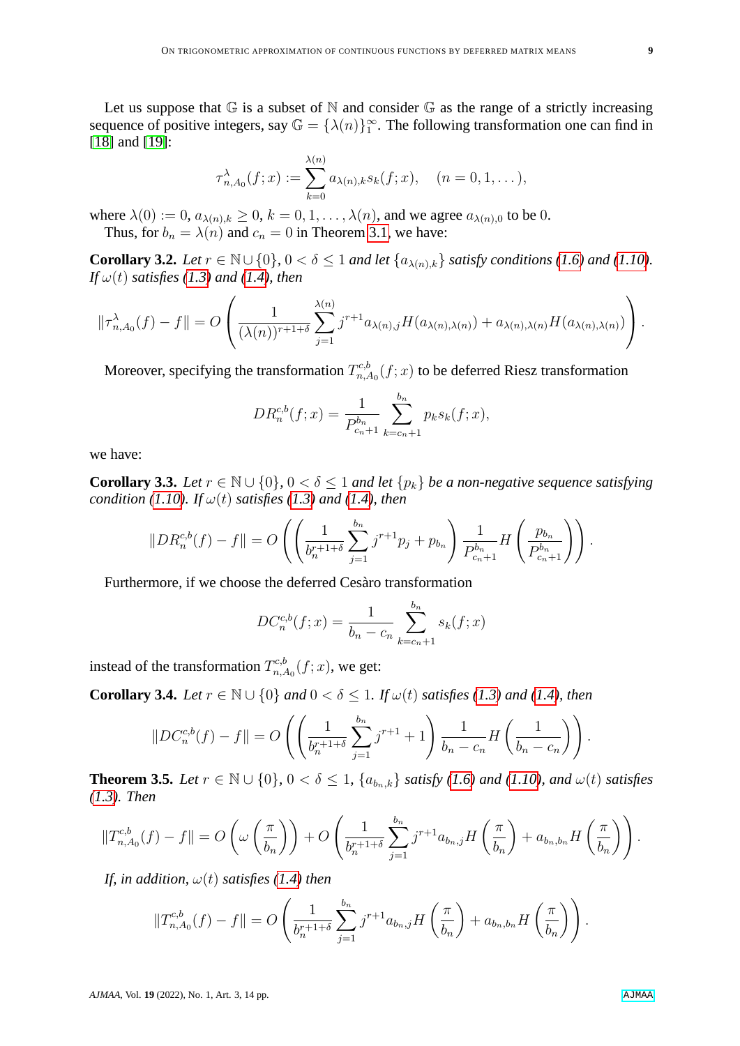Let us suppose that $\mathbb{G}$ is a subset of $\mathbb{N}$ and consider $\mathbb{G}$ as the range of a strictly increasing sequence of positive integers, say $\mathbb{G} = \{\lambda(n)\}_1^\infty$. The following transformation one can find in [18] and [19]:

$$\tau_{n,A_0}^{\lambda}(f;x) := \sum_{k=0}^{\lambda(n)} a_{\lambda(n),k} s_k(f;x), \quad (n = 0, 1, \dots),$$

where $\lambda(0) := 0$, $a_{\lambda(n),k} \geq 0$, $k = 0, 1, \dots, \lambda(n)$, and we agree $a_{\lambda(n),0}$ to be 0.

Thus, for $b_n = \lambda(n)$ and $c_n = 0$ in Theorem 3.1, we have:

**Corollary 3.2.** *Let $r \in \mathbb{N} \cup \{0\}$, $0 < \delta \leq 1$ and let $\{a_{\lambda(n),k}\}$ satisfy conditions (1.6) and (1.10). If $\omega(t)$ satisfies (1.3) and (1.4), then*

$$\|\tau_{n,A_0}^{\lambda}(f) - f\| = O\left(\frac{1}{(\lambda(n))^{r+1+\delta}} \sum_{j=1}^{\lambda(n)} j^{r+1} a_{\lambda(n),j} H(a_{\lambda(n),\lambda(n)}) + a_{\lambda(n),\lambda(n)} H(a_{\lambda(n),\lambda(n)})\right).$$

Moreover, specifying the transformation $T_{n,A_0}^{c,b}(f;x)$ to be deferred Riesz transformation

$$DR_n^{c,b}(f;x) = \frac{1}{P_{c_n+1}^{b_n}} \sum_{k=c_n+1}^{b_n} p_k s_k(f;x),$$

we have:

**Corollary 3.3.** *Let $r \in \mathbb{N} \cup \{0\}$, $0 < \delta \leq 1$ and let $\{p_k\}$ be a non-negative sequence satisfying condition (1.10). If $\omega(t)$ satisfies (1.3) and (1.4), then*

$$\|DR_n^{c,b}(f) - f\| = O\left(\left(\frac{1}{b_n^{r+1+\delta}} \sum_{j=1}^{b_n} j^{r+1} p_j + p_{b_n}\right) \frac{1}{P_{c_n+1}^{b_n}} H\left(\frac{p_{b_n}}{P_{c_n+1}^{b_n}}\right)\right).$$

Furthermore, if we choose the deferred Cesàro transformation

$$DC_n^{c,b}(f;x) = \frac{1}{b_n - c_n} \sum_{k=c_n+1}^{b_n} s_k(f;x)$$

instead of the transformation $T_{n,A_0}^{c,b}(f;x)$, we get:

**Corollary 3.4.** *Let $r \in \mathbb{N} \cup \{0\}$ and $0 < \delta \leq 1$. If $\omega(t)$ satisfies (1.3) and (1.4), then*

$$\|DC_n^{c,b}(f) - f\| = O\left(\left(\frac{1}{b_n^{r+1+\delta}} \sum_{j=1}^{b_n} j^{r+1} + 1\right) \frac{1}{b_n - c_n} H\left(\frac{1}{b_n - c_n}\right)\right).$$

**Theorem 3.5.** *Let $r \in \mathbb{N} \cup \{0\}$, $0 < \delta \leq 1$, $\{a_{b_n,k}\}$ satisfy (1.6) and (1.10), and $\omega(t)$ satisfies (1.3). Then*

$$\|T_{n,A_0}^{c,b}(f) - f\| = O\left(\omega\left(\frac{\pi}{b_n}\right)\right) + O\left(\frac{1}{b_n^{r+1+\delta}} \sum_{j=1}^{b_n} j^{r+1} a_{b_n,j} H\left(\frac{\pi}{b_n}\right) + a_{b_n,b_n} H\left(\frac{\pi}{b_n}\right)\right).$$

*If, in addition, $\omega(t)$ satisfies (1.4) then*

$$\|T_{n,A_0}^{c,b}(f) - f\| = O\left(\frac{1}{b_n^{r+1+\delta}} \sum_{j=1}^{b_n} j^{r+1} a_{b_n,j} H\left(\frac{\pi}{b_n}\right) + a_{b_n,b_n} H\left(\frac{\pi}{b_n}\right)\right).$$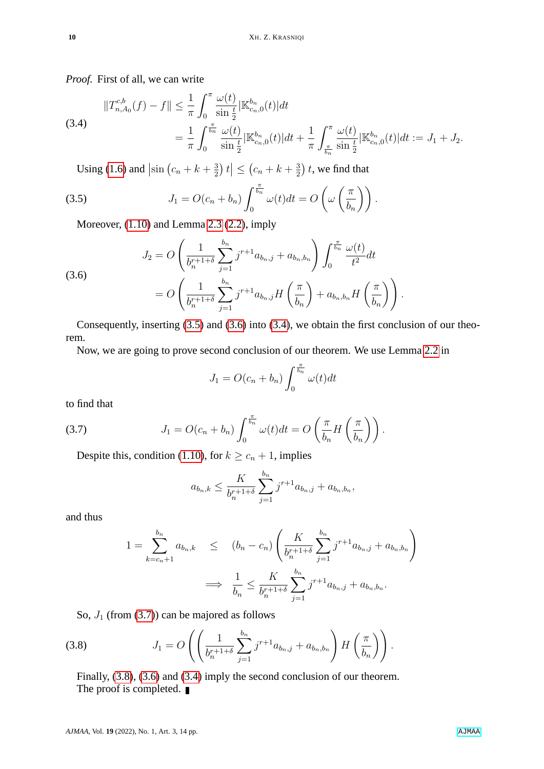*Proof.* First of all, we can write

$$
\begin{aligned}
\|T^{c,b}_{n,A_0}(f)-f\| &\le \frac{1}{\pi}\int_0^{\pi}\frac{\omega(t)}{\sin\frac{t}{2}}|\mathbb{K}^{b_n}_{c_n,0}(t)|dt \\
&= \frac{1}{\pi}\int_0^{\frac{\pi}{b_n}}\frac{\omega(t)}{\sin\frac{t}{2}}|\mathbb{K}^{b_n}_{c_n,0}(t)|dt+\frac{1}{\pi}\int_{\frac{\pi}{b_n}}^{\pi}\frac{\omega(t)}{\sin\frac{t}{2}}|\mathbb{K}^{b_n}_{c_n,0}(t)|dt := J_1+J_2.
\end{aligned}
\tag{3.4}
$$

Using (1.6) and $\left|\sin\left(c_n+k+\frac{3}{2}\right)t\right|\le\left(c_n+k+\frac{3}{2}\right)t$, we find that

$$
J_1=O(c_n+b_n)\int_0^{\frac{\pi}{b_n}}\omega(t)dt=O\left(\omega\left(\frac{\pi}{b_n}\right)\right). \tag{3.5}
$$

Moreover, (1.10) and Lemma 2.3 (2.2), imply

$$
\begin{aligned}
J_2 &= O\left(\frac{1}{b_n^{r+1+\delta}}\sum_{j=1}^{b_n}j^{r+1}a_{b_n,j}+a_{b_n,b_n}\right)\int_0^{\frac{\pi}{b_n}}\frac{\omega(t)}{t^2}dt \\
&= O\left(\frac{1}{b_n^{r+1+\delta}}\sum_{j=1}^{b_n}j^{r+1}a_{b_n,j}H\left(\frac{\pi}{b_n}\right)+a_{b_n,b_n}H\left(\frac{\pi}{b_n}\right)\right).
\end{aligned}
\tag{3.6}
$$

Consequently, inserting (3.5) and (3.6) into (3.4), we obtain the first conclusion of our theorem.

Now, we are going to prove second conclusion of our theorem. We use Lemma 2.2 in

$$
J_1=O(c_n+b_n)\int_0^{\frac{\pi}{b_n}}\omega(t)dt
$$

to find that

$$
J_1=O(c_n+b_n)\int_0^{\frac{\pi}{b_n}}\omega(t)dt=O\left(\frac{\pi}{b_n}H\left(\frac{\pi}{b_n}\right)\right). \tag{3.7}
$$

Despite this, condition (1.10), for $k\ge c_n+1$, implies

$$
a_{b_n,k}\le\frac{K}{b_n^{r+1+\delta}}\sum_{j=1}^{b_n}j^{r+1}a_{b_n,j}+a_{b_n,b_n},
$$

and thus

$$
\begin{aligned}
1=\sum_{k=c_n+1}^{b_n}a_{b_n,k} \quad &\le \quad (b_n-c_n)\left(\frac{K}{b_n^{r+1+\delta}}\sum_{j=1}^{b_n}j^{r+1}a_{b_n,j}+a_{b_n,b_n}\right) \\
&\Longrightarrow \ \frac{1}{b_n}\le\frac{K}{b_n^{r+1+\delta}}\sum_{j=1}^{b_n}j^{r+1}a_{b_n,j}+a_{b_n,b_n}.
\end{aligned}
$$

So, $J_1$ (from (3.7)) can be majored as follows

$$
J_1=O\left(\left(\frac{1}{b_n^{r+1+\delta}}\sum_{j=1}^{b_n}j^{r+1}a_{b_n,j}+a_{b_n,b_n}\right)H\left(\frac{\pi}{b_n}\right)\right). \tag{3.8}
$$

Finally, (3.8), (3.6) and (3.4) imply the second conclusion of our theorem.
The proof is completed. ∎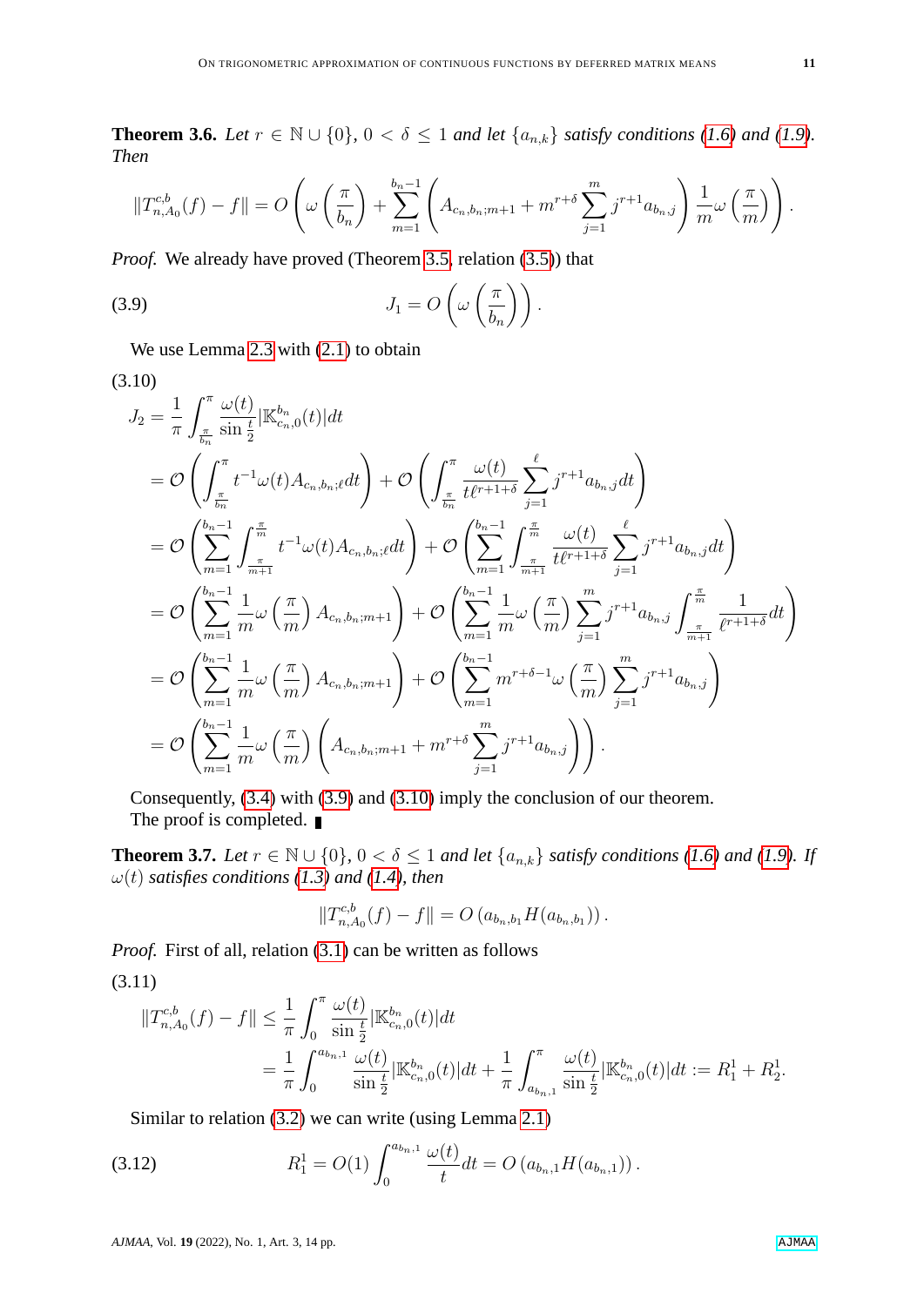**Theorem 3.6.** *Let $r \in \mathbb{N} \cup \{0\}$, $0 < \delta \leq 1$ and let $\{a_{n,k}\}$ satisfy conditions (1.6) and (1.9). Then*

$$\|T^{c,b}_{n,A_0}(f) - f\| = O\left(\omega\left(\frac{\pi}{b_n}\right) + \sum_{m=1}^{b_n-1}\left(A_{c_n,b_n;m+1} + m^{r+\delta}\sum_{j=1}^{m} j^{r+1}a_{b_n,j}\right)\frac{1}{m}\omega\left(\frac{\pi}{m}\right)\right).$$

*Proof.* We already have proved (Theorem 3.5, relation (3.5)) that

$$J_1 = O\left(\omega\left(\frac{\pi}{b_n}\right)\right). \tag{3.9}$$

We use Lemma 2.3 with (2.1) to obtain

(3.10)

$$\begin{aligned}
J_2 &= \frac{1}{\pi}\int_{\frac{\pi}{b_n}}^{\pi}\frac{\omega(t)}{\sin\frac{t}{2}}|\mathbb{K}^{b_n}_{c_n,0}(t)|dt \\
&= \mathcal{O}\left(\int_{\frac{\pi}{b_n}}^{\pi} t^{-1}\omega(t)A_{c_n,b_n;\ell}dt\right) + \mathcal{O}\left(\int_{\frac{\pi}{b_n}}^{\pi}\frac{\omega(t)}{t\ell^{r+1+\delta}}\sum_{j=1}^{\ell} j^{r+1}a_{b_n,j}dt\right) \\
&= \mathcal{O}\left(\sum_{m=1}^{b_n-1}\int_{\frac{\pi}{m+1}}^{\frac{\pi}{m}} t^{-1}\omega(t)A_{c_n,b_n;\ell}dt\right) + \mathcal{O}\left(\sum_{m=1}^{b_n-1}\int_{\frac{\pi}{m+1}}^{\frac{\pi}{m}}\frac{\omega(t)}{t\ell^{r+1+\delta}}\sum_{j=1}^{\ell} j^{r+1}a_{b_n,j}dt\right) \\
&= \mathcal{O}\left(\sum_{m=1}^{b_n-1}\frac{1}{m}\omega\left(\frac{\pi}{m}\right)A_{c_n,b_n;m+1}\right) + \mathcal{O}\left(\sum_{m=1}^{b_n-1}\frac{1}{m}\omega\left(\frac{\pi}{m}\right)\sum_{j=1}^{m} j^{r+1}a_{b_n,j}\int_{\frac{\pi}{m+1}}^{\frac{\pi}{m}}\frac{1}{\ell^{r+1+\delta}}dt\right) \\
&= \mathcal{O}\left(\sum_{m=1}^{b_n-1}\frac{1}{m}\omega\left(\frac{\pi}{m}\right)A_{c_n,b_n;m+1}\right) + \mathcal{O}\left(\sum_{m=1}^{b_n-1} m^{r+\delta-1}\omega\left(\frac{\pi}{m}\right)\sum_{j=1}^{m} j^{r+1}a_{b_n,j}\right) \\
&= \mathcal{O}\left(\sum_{m=1}^{b_n-1}\frac{1}{m}\omega\left(\frac{\pi}{m}\right)\left(A_{c_n,b_n;m+1} + m^{r+\delta}\sum_{j=1}^{m} j^{r+1}a_{b_n,j}\right)\right).
\end{aligned}$$

Consequently, (3.4) with (3.9) and (3.10) imply the conclusion of our theorem.
The proof is completed. ∎

**Theorem 3.7.** *Let $r \in \mathbb{N} \cup \{0\}$, $0 < \delta \leq 1$ and let $\{a_{n,k}\}$ satisfy conditions (1.6) and (1.9). If $\omega(t)$ satisfies conditions (1.3) and (1.4), then*

$$\|T^{c,b}_{n,A_0}(f) - f\| = O\left(a_{b_n,b_1}H(a_{b_n,b_1})\right).$$

*Proof.* First of all, relation (3.1) can be written as follows

(3.11)

$$\begin{aligned}
\|T^{c,b}_{n,A_0}(f) - f\| &\leq \frac{1}{\pi}\int_0^{\pi}\frac{\omega(t)}{\sin\frac{t}{2}}|\mathbb{K}^{b_n}_{c_n,0}(t)|dt \\
&= \frac{1}{\pi}\int_0^{a_{b_n,1}}\frac{\omega(t)}{\sin\frac{t}{2}}|\mathbb{K}^{b_n}_{c_n,0}(t)|dt + \frac{1}{\pi}\int_{a_{b_n,1}}^{\pi}\frac{\omega(t)}{\sin\frac{t}{2}}|\mathbb{K}^{b_n}_{c_n,0}(t)|dt := R^1_1 + R^1_2.
\end{aligned}$$

Similar to relation (3.2) we can write (using Lemma 2.1)

$$R^1_1 = O(1)\int_0^{a_{b_n,1}}\frac{\omega(t)}{t}dt = O\left(a_{b_n,1}H(a_{b_n,1})\right). \tag{3.12}$$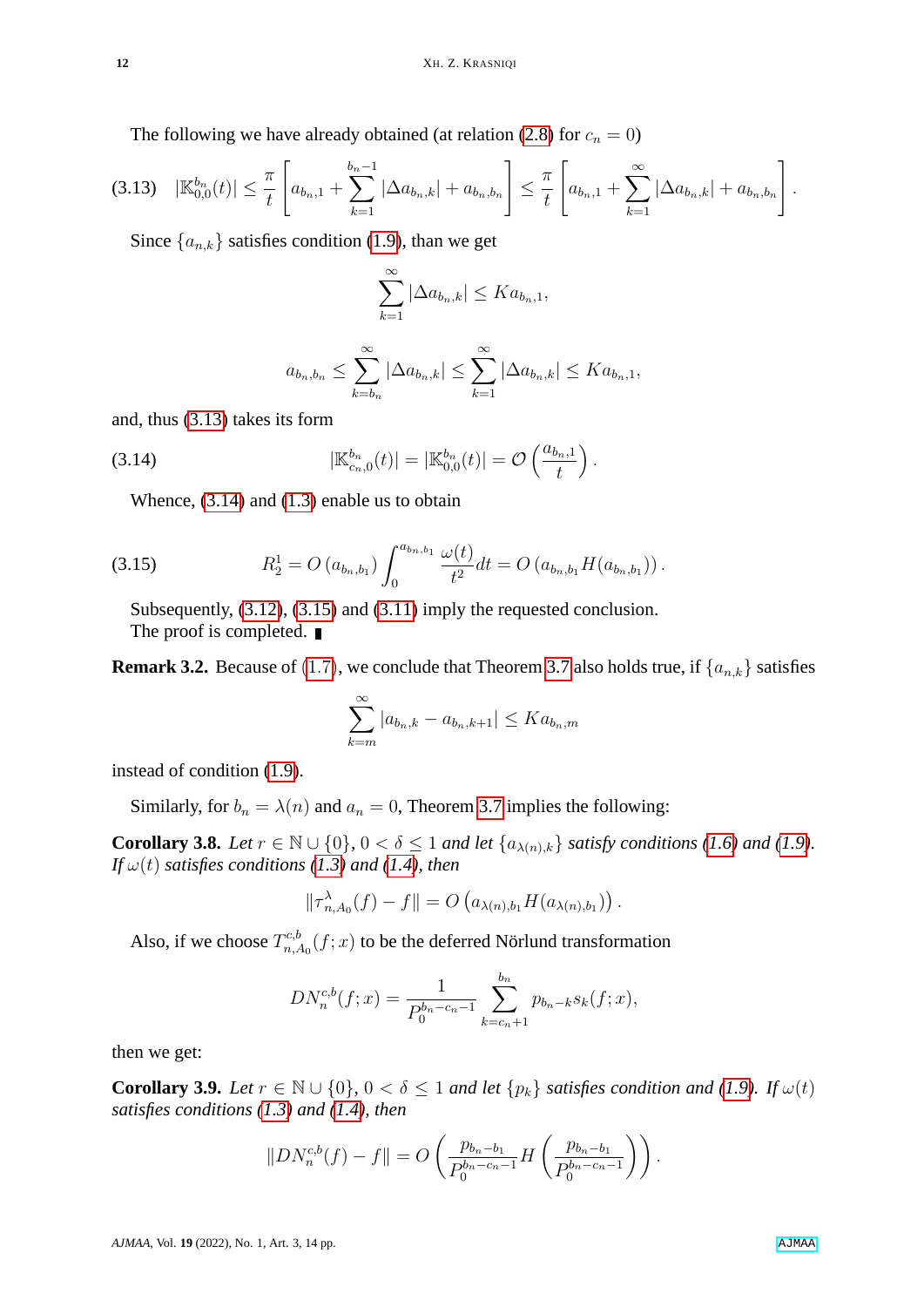The following we have already obtained (at relation (2.8) for $c_n = 0$)

$$
(3.13)\quad |\mathbb{K}^{b_n}_{0,0}(t)| \leq \frac{\pi}{t}\left[a_{b_n,1} + \sum_{k=1}^{b_n-1}|\Delta a_{b_n,k}| + a_{b_n,b_n}\right] \leq \frac{\pi}{t}\left[a_{b_n,1} + \sum_{k=1}^{\infty}|\Delta a_{b_n,k}| + a_{b_n,b_n}\right].
$$

Since $\{a_{n,k}\}$ satisfies condition (1.9), than we get

$$
\sum_{k=1}^{\infty}|\Delta a_{b_n,k}| \leq K a_{b_n,1},
$$

$$
a_{b_n,b_n} \leq \sum_{k=b_n}^{\infty}|\Delta a_{b_n,k}| \leq \sum_{k=1}^{\infty}|\Delta a_{b_n,k}| \leq K a_{b_n,1},
$$

and, thus (3.13) takes its form

$$
(3.14)\qquad |\mathbb{K}^{b_n}_{c_n,0}(t)| = |\mathbb{K}^{b_n}_{0,0}(t)| = \mathcal{O}\left(\frac{a_{b_n,1}}{t}\right).
$$

Whence, (3.14) and (1.3) enable us to obtain

$$
(3.15)\qquad R^1_2 = O\left(a_{b_n,b_1}\right)\int_0^{a_{b_n,b_1}} \frac{\omega(t)}{t^2}dt = O\left(a_{b_n,b_1}H(a_{b_n,b_1})\right).
$$

Subsequently, (3.12), (3.15) and (3.11) imply the requested conclusion.
The proof is completed. ∎

**Remark 3.2.** Because of (1.7), we conclude that Theorem 3.7 also holds true, if $\{a_{n,k}\}$ satisfies

$$
\sum_{k=m}^{\infty}|a_{b_n,k} - a_{b_n,k+1}| \leq K a_{b_n,m}
$$

instead of condition (1.9).

Similarly, for $b_n = \lambda(n)$ and $a_n = 0$, Theorem 3.7 implies the following:

**Corollary 3.8.** *Let $r \in \mathbb{N}\cup\{0\}$, $0 < \delta \leq 1$ and let $\{a_{\lambda(n),k}\}$ satisfy conditions (1.6) and (1.9). If $\omega(t)$ satisfies conditions (1.3) and (1.4), then*

$$
\|\tau^{\lambda}_{n,A_0}(f) - f\| = O\left(a_{\lambda(n),b_1}H(a_{\lambda(n),b_1})\right).
$$

Also, if we choose $T^{c,b}_{n,A_0}(f;x)$ to be the deferred Nörlund transformation

$$
DN^{c,b}_n(f;x) = \frac{1}{P_0^{b_n-c_n-1}}\sum_{k=c_n+1}^{b_n} p_{b_n-k}s_k(f;x),
$$

then we get:

**Corollary 3.9.** *Let $r \in \mathbb{N}\cup\{0\}$, $0 < \delta \leq 1$ and let $\{p_k\}$ satisfies condition and (1.9). If $\omega(t)$ satisfies conditions (1.3) and (1.4), then*

$$
\|DN^{c,b}_n(f) - f\| = O\left(\frac{p_{b_n-b_1}}{P_0^{b_n-c_n-1}}H\left(\frac{p_{b_n-b_1}}{P_0^{b_n-c_n-1}}\right)\right).
$$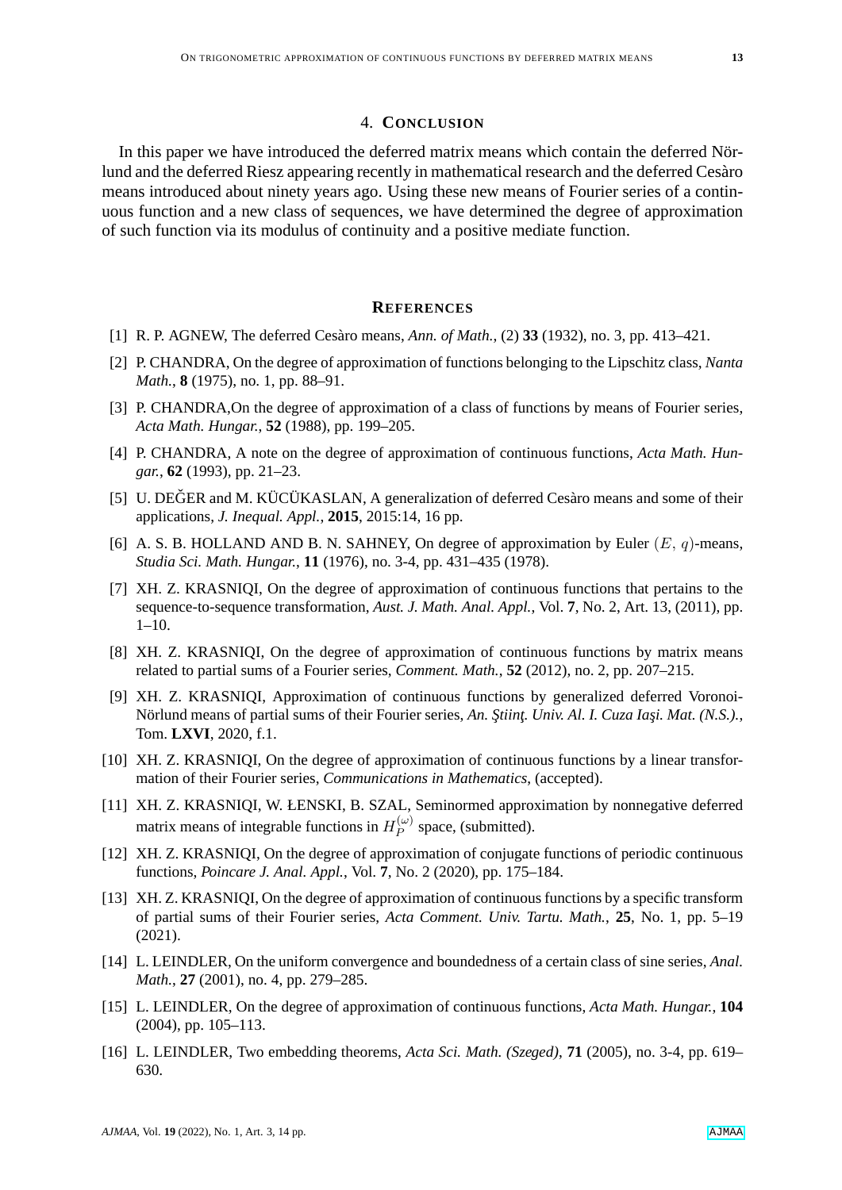## 4. Conclusion

In this paper we have introduced the deferred matrix means which contain the deferred Nörlund and the deferred Riesz appearing recently in mathematical research and the deferred Cesàro means introduced about ninety years ago. Using these new means of Fourier series of a continuous function and a new class of sequences, we have determined the degree of approximation of such function via its modulus of continuity and a positive mediate function.

## References

[1] R. P. AGNEW, The deferred Cesàro means, *Ann. of Math.*, (2) **33** (1932), no. 3, pp. 413–421.

[2] P. CHANDRA, On the degree of approximation of functions belonging to the Lipschitz class, *Nanta Math.*, **8** (1975), no. 1, pp. 88–91.

[3] P. CHANDRA,On the degree of approximation of a class of functions by means of Fourier series, *Acta Math. Hungar.*, **52** (1988), pp. 199–205.

[4] P. CHANDRA, A note on the degree of approximation of continuous functions, *Acta Math. Hungar.*, **62** (1993), pp. 21–23.

[5] U. DEĞER and M. KÜCÜKASLAN, A generalization of deferred Cesàro means and some of their applications, *J. Inequal. Appl.*, **2015**, 2015:14, 16 pp.

[6] A. S. B. HOLLAND AND B. N. SAHNEY, On degree of approximation by Euler $(E, q)$-means, *Studia Sci. Math. Hungar.*, **11** (1976), no. 3-4, pp. 431–435 (1978).

[7] XH. Z. KRASNIQI, On the degree of approximation of continuous functions that pertains to the sequence-to-sequence transformation, *Aust. J. Math. Anal. Appl.*, Vol. **7**, No. 2, Art. 13, (2011), pp. 1–10.

[8] XH. Z. KRASNIQI, On the degree of approximation of continuous functions by matrix means related to partial sums of a Fourier series, *Comment. Math.*, **52** (2012), no. 2, pp. 207–215.

[9] XH. Z. KRASNIQI, Approximation of continuous functions by generalized deferred Voronoi-Nörlund means of partial sums of their Fourier series, *An. Ştiinţ. Univ. Al. I. Cuza Iaşi. Mat. (N.S.).*, Tom. **LXVI**, 2020, f.1.

[10] XH. Z. KRASNIQI, On the degree of approximation of continuous functions by a linear transformation of their Fourier series, *Communications in Mathematics*, (accepted).

[11] XH. Z. KRASNIQI, W. ŁENSKI, B. SZAL, Seminormed approximation by nonnegative deferred matrix means of integrable functions in $H_P^{(\omega)}$ space, (submitted).

[12] XH. Z. KRASNIQI, On the degree of approximation of conjugate functions of periodic continuous functions, *Poincare J. Anal. Appl.*, Vol. **7**, No. 2 (2020), pp. 175–184.

[13] XH. Z. KRASNIQI, On the degree of approximation of continuous functions by a specific transform of partial sums of their Fourier series, *Acta Comment. Univ. Tartu. Math.*, **25**, No. 1, pp. 5–19 (2021).

[14] L. LEINDLER, On the uniform convergence and boundedness of a certain class of sine series, *Anal. Math.*, **27** (2001), no. 4, pp. 279–285.

[15] L. LEINDLER, On the degree of approximation of continuous functions, *Acta Math. Hungar.*, **104** (2004), pp. 105–113.

[16] L. LEINDLER, Two embedding theorems, *Acta Sci. Math. (Szeged)*, **71** (2005), no. 3-4, pp. 619–630.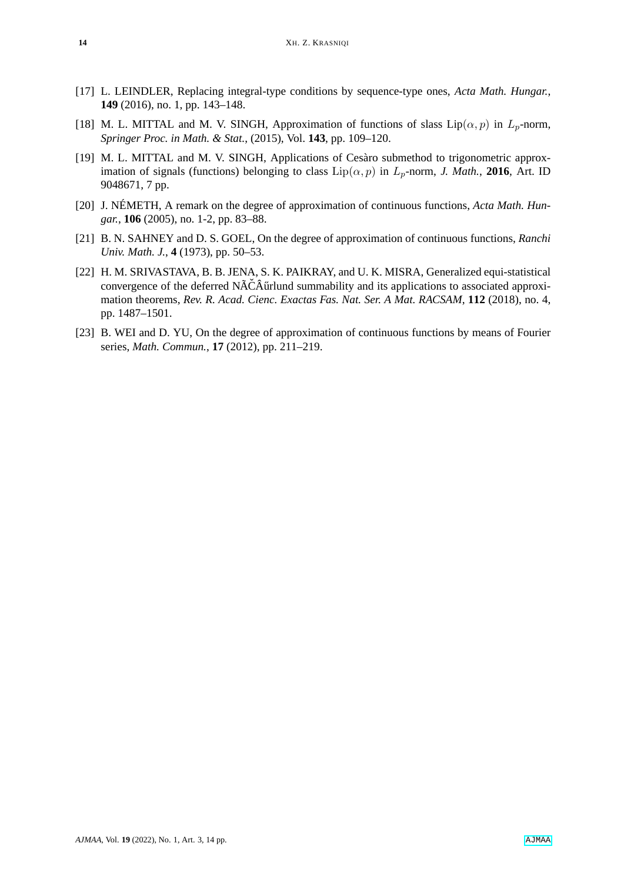[17] L. LEINDLER, Replacing integral-type conditions by sequence-type ones, *Acta Math. Hungar.*, **149** (2016), no. 1, pp. 143–148.

[18] M. L. MITTAL and M. V. SINGH, Approximation of functions of slass $\mathrm{Lip}(\alpha, p)$ in $L_p$-norm, *Springer Proc. in Math. & Stat.*, (2015), Vol. **143**, pp. 109–120.

[19] M. L. MITTAL and M. V. SINGH, Applications of Cesàro submethod to trigonometric approximation of signals (functions) belonging to class $\mathrm{Lip}(\alpha, p)$ in $L_p$-norm, *J. Math.*, **2016**, Art. ID 9048671, 7 pp.

[20] J. NÉMETH, A remark on the degree of approximation of continuous functions, *Acta Math. Hungar.*, **106** (2005), no. 1-2, pp. 83–88.

[21] B. N. SAHNEY and D. S. GOEL, On the degree of approximation of continuous functions, *Ranchi Univ. Math. J.*, **4** (1973), pp. 50–53.

[22] H. M. SRIVASTAVA, B. B. JENA, S. K. PAIKRAY, and U. K. MISRA, Generalized equi-statistical convergence of the deferred NÃČÂűrlund summability and its applications to associated approximation theorems, *Rev. R. Acad. Cienc. Exactas Fas. Nat. Ser. A Mat. RACSAM*, **112** (2018), no. 4, pp. 1487–1501.

[23] B. WEI and D. YU, On the degree of approximation of continuous functions by means of Fourier series, *Math. Commun.*, **17** (2012), pp. 211–219.